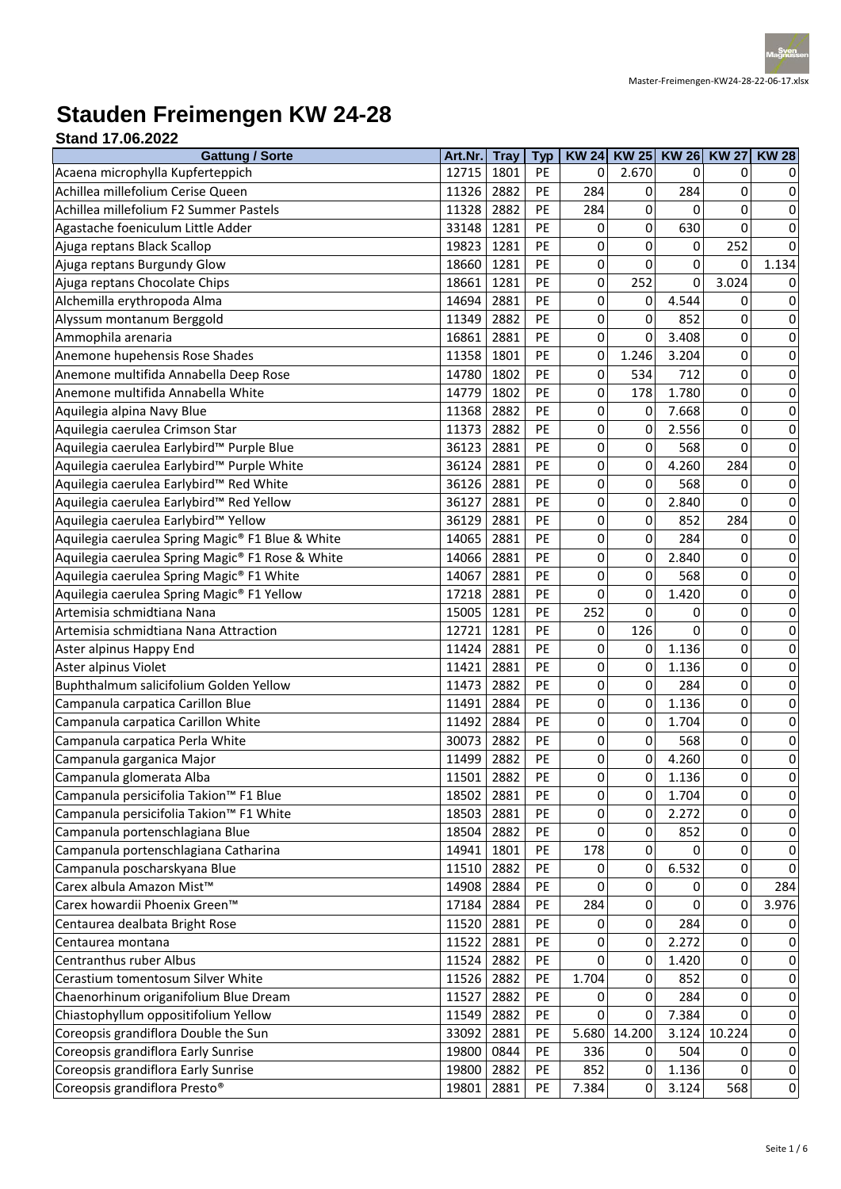# Stauden Freimengen KW 24-28

## Stand 17.06.2022

| Gattung / Sorte | Art.Nr. | Tray | Typ | KW 24 | KW 25 | KW 26 | KW 27 | KW 28 |
|---|---|---|---|---|---|---|---|---|
| Acaena microphylla Kupferteppich | 12715 | 1801 | PE | 0 | 2.670 | 0 | 0 | 0 |
| Achillea millefolium Cerise Queen | 11326 | 2882 | PE | 284 | 0 | 284 | 0 | 0 |
| Achillea millefolium F2 Summer Pastels | 11328 | 2882 | PE | 284 | 0 | 0 | 0 | 0 |
| Agastache foeniculum Little Adder | 33148 | 1281 | PE | 0 | 0 | 630 | 0 | 0 |
| Ajuga reptans Black Scallop | 19823 | 1281 | PE | 0 | 0 | 0 | 252 | 0 |
| Ajuga reptans Burgundy Glow | 18660 | 1281 | PE | 0 | 0 | 0 | 0 | 1.134 |
| Ajuga reptans Chocolate Chips | 18661 | 1281 | PE | 0 | 252 | 0 | 3.024 | 0 |
| Alchemilla erythropoda Alma | 14694 | 2881 | PE | 0 | 0 | 4.544 | 0 | 0 |
| Alyssum montanum Berggold | 11349 | 2882 | PE | 0 | 0 | 852 | 0 | 0 |
| Ammophila arenaria | 16861 | 2881 | PE | 0 | 0 | 3.408 | 0 | 0 |
| Anemone hupehensis Rose Shades | 11358 | 1801 | PE | 0 | 1.246 | 3.204 | 0 | 0 |
| Anemone multifida Annabella Deep Rose | 14780 | 1802 | PE | 0 | 534 | 712 | 0 | 0 |
| Anemone multifida Annabella White | 14779 | 1802 | PE | 0 | 178 | 1.780 | 0 | 0 |
| Aquilegia alpina Navy Blue | 11368 | 2882 | PE | 0 | 0 | 7.668 | 0 | 0 |
| Aquilegia caerulea Crimson Star | 11373 | 2882 | PE | 0 | 0 | 2.556 | 0 | 0 |
| Aquilegia caerulea Earlybird™ Purple Blue | 36123 | 2881 | PE | 0 | 0 | 568 | 0 | 0 |
| Aquilegia caerulea Earlybird™ Purple White | 36124 | 2881 | PE | 0 | 0 | 4.260 | 284 | 0 |
| Aquilegia caerulea Earlybird™ Red White | 36126 | 2881 | PE | 0 | 0 | 568 | 0 | 0 |
| Aquilegia caerulea Earlybird™ Red Yellow | 36127 | 2881 | PE | 0 | 0 | 2.840 | 0 | 0 |
| Aquilegia caerulea Earlybird™ Yellow | 36129 | 2881 | PE | 0 | 0 | 852 | 284 | 0 |
| Aquilegia caerulea Spring Magic® F1 Blue & White | 14065 | 2881 | PE | 0 | 0 | 284 | 0 | 0 |
| Aquilegia caerulea Spring Magic® F1 Rose & White | 14066 | 2881 | PE | 0 | 0 | 2.840 | 0 | 0 |
| Aquilegia caerulea Spring Magic® F1 White | 14067 | 2881 | PE | 0 | 0 | 568 | 0 | 0 |
| Aquilegia caerulea Spring Magic® F1 Yellow | 17218 | 2881 | PE | 0 | 0 | 1.420 | 0 | 0 |
| Artemisia schmidtiana Nana | 15005 | 1281 | PE | 252 | 0 | 0 | 0 | 0 |
| Artemisia schmidtiana Nana Attraction | 12721 | 1281 | PE | 0 | 126 | 0 | 0 | 0 |
| Aster alpinus Happy End | 11424 | 2881 | PE | 0 | 0 | 1.136 | 0 | 0 |
| Aster alpinus Violet | 11421 | 2881 | PE | 0 | 0 | 1.136 | 0 | 0 |
| Buphthalmum salicifolium Golden Yellow | 11473 | 2882 | PE | 0 | 0 | 284 | 0 | 0 |
| Campanula carpatica Carillon Blue | 11491 | 2884 | PE | 0 | 0 | 1.136 | 0 | 0 |
| Campanula carpatica Carillon White | 11492 | 2884 | PE | 0 | 0 | 1.704 | 0 | 0 |
| Campanula carpatica Perla White | 30073 | 2882 | PE | 0 | 0 | 568 | 0 | 0 |
| Campanula garganica Major | 11499 | 2882 | PE | 0 | 0 | 4.260 | 0 | 0 |
| Campanula glomerata Alba | 11501 | 2882 | PE | 0 | 0 | 1.136 | 0 | 0 |
| Campanula persicifolia Takion™ F1 Blue | 18502 | 2881 | PE | 0 | 0 | 1.704 | 0 | 0 |
| Campanula persicifolia Takion™ F1 White | 18503 | 2881 | PE | 0 | 0 | 2.272 | 0 | 0 |
| Campanula portenschlagiana Blue | 18504 | 2882 | PE | 0 | 0 | 852 | 0 | 0 |
| Campanula portenschlagiana Catharina | 14941 | 1801 | PE | 178 | 0 | 0 | 0 | 0 |
| Campanula poscharskyana Blue | 11510 | 2882 | PE | 0 | 0 | 6.532 | 0 | 0 |
| Carex albula Amazon Mist™ | 14908 | 2884 | PE | 0 | 0 | 0 | 0 | 284 |
| Carex howardii Phoenix Green™ | 17184 | 2884 | PE | 284 | 0 | 0 | 0 | 3.976 |
| Centaurea dealbata Bright Rose | 11520 | 2881 | PE | 0 | 0 | 284 | 0 | 0 |
| Centaurea montana | 11522 | 2881 | PE | 0 | 0 | 2.272 | 0 | 0 |
| Centranthus ruber Albus | 11524 | 2882 | PE | 0 | 0 | 1.420 | 0 | 0 |
| Cerastium tomentosum Silver White | 11526 | 2882 | PE | 1.704 | 0 | 852 | 0 | 0 |
| Chaenorhinum origanifolium Blue Dream | 11527 | 2882 | PE | 0 | 0 | 284 | 0 | 0 |
| Chiastophyllum oppositifolium Yellow | 11549 | 2882 | PE | 0 | 0 | 7.384 | 0 | 0 |
| Coreopsis grandiflora Double the Sun | 33092 | 2881 | PE | 5.680 | 14.200 | 3.124 | 10.224 | 0 |
| Coreopsis grandiflora Early Sunrise | 19800 | 0844 | PE | 336 | 0 | 504 | 0 | 0 |
| Coreopsis grandiflora Early Sunrise | 19800 | 2882 | PE | 852 | 0 | 1.136 | 0 | 0 |
| Coreopsis grandiflora Presto® | 19801 | 2881 | PE | 7.384 | 0 | 3.124 | 568 | 0 |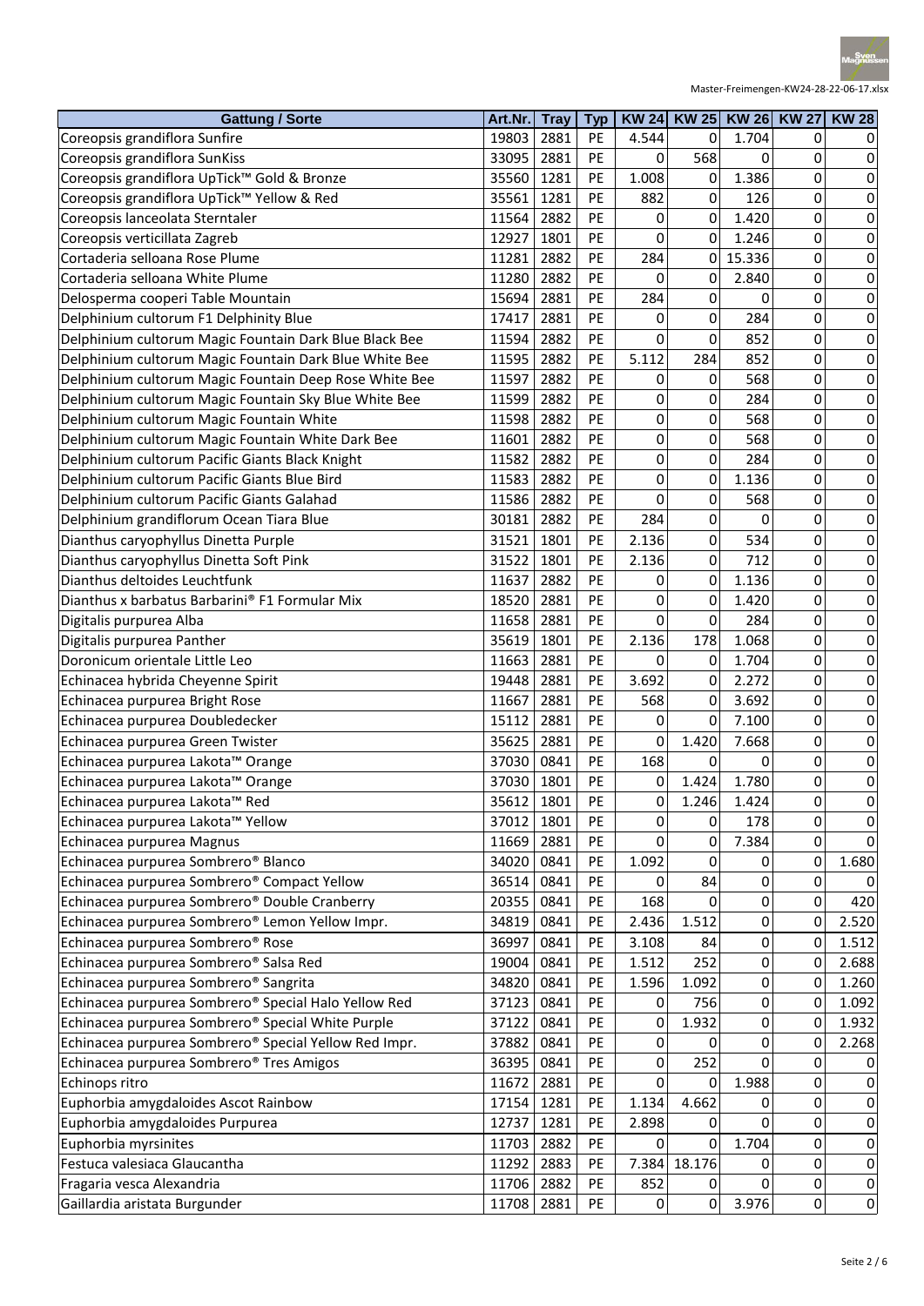| Gattung / Sorte | Art.Nr. | Tray | Typ | KW 24 | KW 25 | KW 26 | KW 27 | KW 28 |
|---|---|---|---|---|---|---|---|---|
| Coreopsis grandiflora Sunfire | 19803 | 2881 | PE | 4.544 | 0 | 1.704 | 0 | 0 |
| Coreopsis grandiflora SunKiss | 33095 | 2881 | PE | 0 | 568 | 0 | 0 | 0 |
| Coreopsis grandiflora UpTick™ Gold & Bronze | 35560 | 1281 | PE | 1.008 | 0 | 1.386 | 0 | 0 |
| Coreopsis grandiflora UpTick™ Yellow & Red | 35561 | 1281 | PE | 882 | 0 | 126 | 0 | 0 |
| Coreopsis lanceolata Sterntaler | 11564 | 2882 | PE | 0 | 0 | 1.420 | 0 | 0 |
| Coreopsis verticillata Zagreb | 12927 | 1801 | PE | 0 | 0 | 1.246 | 0 | 0 |
| Cortaderia selloana Rose Plume | 11281 | 2882 | PE | 284 | 0 | 15.336 | 0 | 0 |
| Cortaderia selloana White Plume | 11280 | 2882 | PE | 0 | 0 | 2.840 | 0 | 0 |
| Delosperma cooperi Table Mountain | 15694 | 2881 | PE | 284 | 0 | 0 | 0 | 0 |
| Delphinium cultorum F1 Delphinity Blue | 17417 | 2881 | PE | 0 | 0 | 284 | 0 | 0 |
| Delphinium cultorum Magic Fountain Dark Blue Black Bee | 11594 | 2882 | PE | 0 | 0 | 852 | 0 | 0 |
| Delphinium cultorum Magic Fountain Dark Blue White Bee | 11595 | 2882 | PE | 5.112 | 284 | 852 | 0 | 0 |
| Delphinium cultorum Magic Fountain Deep Rose White Bee | 11597 | 2882 | PE | 0 | 0 | 568 | 0 | 0 |
| Delphinium cultorum Magic Fountain Sky Blue White Bee | 11599 | 2882 | PE | 0 | 0 | 284 | 0 | 0 |
| Delphinium cultorum Magic Fountain White | 11598 | 2882 | PE | 0 | 0 | 568 | 0 | 0 |
| Delphinium cultorum Magic Fountain White Dark Bee | 11601 | 2882 | PE | 0 | 0 | 568 | 0 | 0 |
| Delphinium cultorum Pacific Giants Black Knight | 11582 | 2882 | PE | 0 | 0 | 284 | 0 | 0 |
| Delphinium cultorum Pacific Giants Blue Bird | 11583 | 2882 | PE | 0 | 0 | 1.136 | 0 | 0 |
| Delphinium cultorum Pacific Giants Galahad | 11586 | 2882 | PE | 0 | 0 | 568 | 0 | 0 |
| Delphinium grandiflorum Ocean Tiara Blue | 30181 | 2882 | PE | 284 | 0 | 0 | 0 | 0 |
| Dianthus caryophyllus Dinetta Purple | 31521 | 1801 | PE | 2.136 | 0 | 534 | 0 | 0 |
| Dianthus caryophyllus Dinetta Soft Pink | 31522 | 1801 | PE | 2.136 | 0 | 712 | 0 | 0 |
| Dianthus deltoides Leuchtfunk | 11637 | 2882 | PE | 0 | 0 | 1.136 | 0 | 0 |
| Dianthus x barbatus Barbarini® F1 Formular Mix | 18520 | 2881 | PE | 0 | 0 | 1.420 | 0 | 0 |
| Digitalis purpurea Alba | 11658 | 2881 | PE | 0 | 0 | 284 | 0 | 0 |
| Digitalis purpurea Panther | 35619 | 1801 | PE | 2.136 | 178 | 1.068 | 0 | 0 |
| Doronicum orientale Little Leo | 11663 | 2881 | PE | 0 | 0 | 1.704 | 0 | 0 |
| Echinacea hybrida Cheyenne Spirit | 19448 | 2881 | PE | 3.692 | 0 | 2.272 | 0 | 0 |
| Echinacea purpurea Bright Rose | 11667 | 2881 | PE | 568 | 0 | 3.692 | 0 | 0 |
| Echinacea purpurea Doubledecker | 15112 | 2881 | PE | 0 | 0 | 7.100 | 0 | 0 |
| Echinacea purpurea Green Twister | 35625 | 2881 | PE | 0 | 1.420 | 7.668 | 0 | 0 |
| Echinacea purpurea Lakota™ Orange | 37030 | 0841 | PE | 168 | 0 | 0 | 0 | 0 |
| Echinacea purpurea Lakota™ Orange | 37030 | 1801 | PE | 0 | 1.424 | 1.780 | 0 | 0 |
| Echinacea purpurea Lakota™ Red | 35612 | 1801 | PE | 0 | 1.246 | 1.424 | 0 | 0 |
| Echinacea purpurea Lakota™ Yellow | 37012 | 1801 | PE | 0 | 0 | 178 | 0 | 0 |
| Echinacea purpurea Magnus | 11669 | 2881 | PE | 0 | 0 | 7.384 | 0 | 0 |
| Echinacea purpurea Sombrero® Blanco | 34020 | 0841 | PE | 1.092 | 0 | 0 | 0 | 1.680 |
| Echinacea purpurea Sombrero® Compact Yellow | 36514 | 0841 | PE | 0 | 84 | 0 | 0 | 0 |
| Echinacea purpurea Sombrero® Double Cranberry | 20355 | 0841 | PE | 168 | 0 | 0 | 0 | 420 |
| Echinacea purpurea Sombrero® Lemon Yellow Impr. | 34819 | 0841 | PE | 2.436 | 1.512 | 0 | 0 | 2.520 |
| Echinacea purpurea Sombrero® Rose | 36997 | 0841 | PE | 3.108 | 84 | 0 | 0 | 1.512 |
| Echinacea purpurea Sombrero® Salsa Red | 19004 | 0841 | PE | 1.512 | 252 | 0 | 0 | 2.688 |
| Echinacea purpurea Sombrero® Sangrita | 34820 | 0841 | PE | 1.596 | 1.092 | 0 | 0 | 1.260 |
| Echinacea purpurea Sombrero® Special Halo Yellow Red | 37123 | 0841 | PE | 0 | 756 | 0 | 0 | 1.092 |
| Echinacea purpurea Sombrero® Special White Purple | 37122 | 0841 | PE | 0 | 1.932 | 0 | 0 | 1.932 |
| Echinacea purpurea Sombrero® Special Yellow Red Impr. | 37882 | 0841 | PE | 0 | 0 | 0 | 0 | 2.268 |
| Echinacea purpurea Sombrero® Tres Amigos | 36395 | 0841 | PE | 0 | 252 | 0 | 0 | 0 |
| Echinops ritro | 11672 | 2881 | PE | 0 | 0 | 1.988 | 0 | 0 |
| Euphorbia amygdaloides Ascot Rainbow | 17154 | 1281 | PE | 1.134 | 4.662 | 0 | 0 | 0 |
| Euphorbia amygdaloides Purpurea | 12737 | 1281 | PE | 2.898 | 0 | 0 | 0 | 0 |
| Euphorbia myrsinites | 11703 | 2882 | PE | 0 | 0 | 1.704 | 0 | 0 |
| Festuca valesiaca Glaucantha | 11292 | 2883 | PE | 7.384 | 18.176 | 0 | 0 | 0 |
| Fragaria vesca Alexandria | 11706 | 2882 | PE | 852 | 0 | 0 | 0 | 0 |
| Gaillardia aristata Burgunder | 11708 | 2881 | PE | 0 | 0 | 3.976 | 0 | 0 |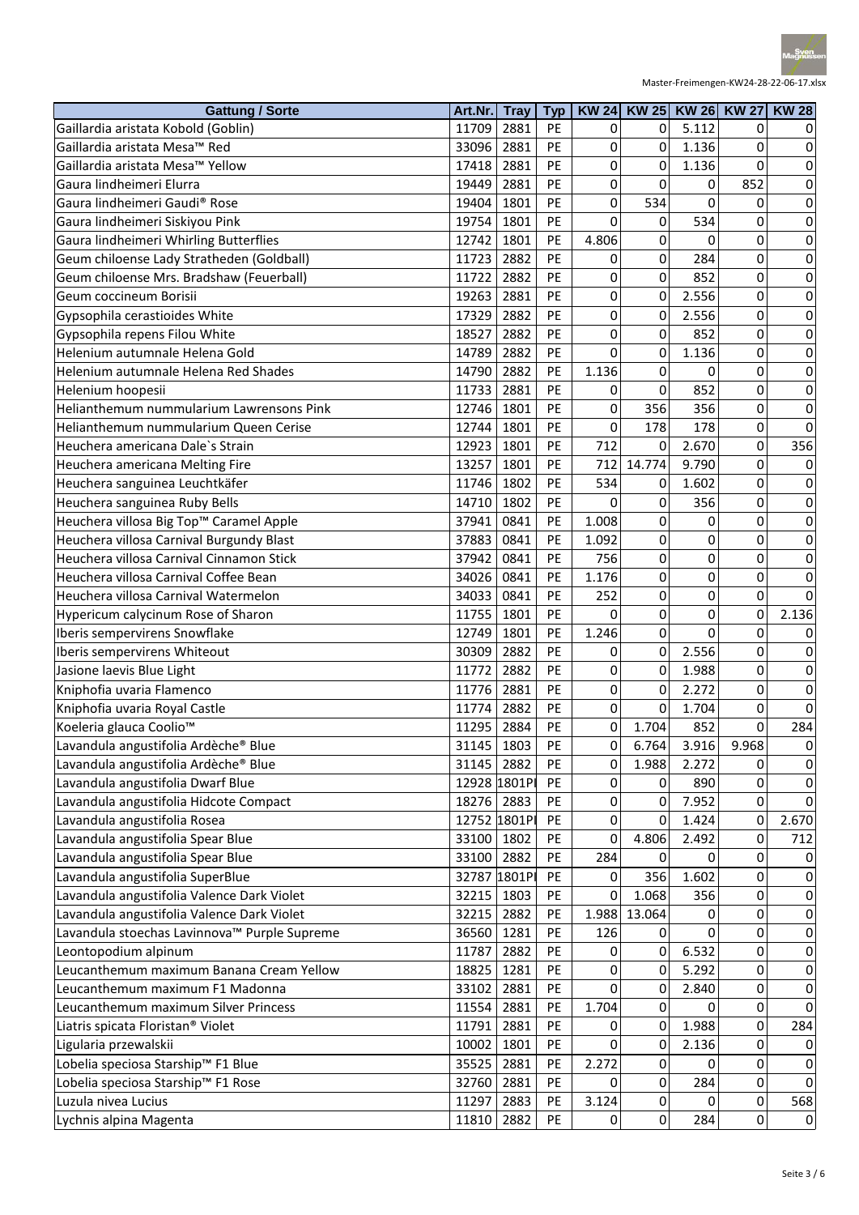| Gattung / Sorte | Art.Nr. | Tray | Typ | KW 24 | KW 25 | KW 26 | KW 27 | KW 28 |
|---|---|---|---|---|---|---|---|---|
| Gaillardia aristata Kobold (Goblin) | 11709 | 2881 | PE | 0 | 0 | 5.112 | 0 | 0 |
| Gaillardia aristata Mesa™ Red | 33096 | 2881 | PE | 0 | 0 | 1.136 | 0 | 0 |
| Gaillardia aristata Mesa™ Yellow | 17418 | 2881 | PE | 0 | 0 | 1.136 | 0 | 0 |
| Gaura lindheimeri Elurra | 19449 | 2881 | PE | 0 | 0 | 0 | 852 | 0 |
| Gaura lindheimeri Gaudi® Rose | 19404 | 1801 | PE | 0 | 534 | 0 | 0 | 0 |
| Gaura lindheimeri Siskiyou Pink | 19754 | 1801 | PE | 0 | 0 | 534 | 0 | 0 |
| Gaura lindheimeri Whirling Butterflies | 12742 | 1801 | PE | 4.806 | 0 | 0 | 0 | 0 |
| Geum chiloense Lady Stratheden (Goldball) | 11723 | 2882 | PE | 0 | 0 | 284 | 0 | 0 |
| Geum chiloense Mrs. Bradshaw (Feuerball) | 11722 | 2882 | PE | 0 | 0 | 852 | 0 | 0 |
| Geum coccineum Borisii | 19263 | 2881 | PE | 0 | 0 | 2.556 | 0 | 0 |
| Gypsophila cerastioides White | 17329 | 2882 | PE | 0 | 0 | 2.556 | 0 | 0 |
| Gypsophila repens Filou White | 18527 | 2882 | PE | 0 | 0 | 852 | 0 | 0 |
| Helenium autumnale Helena Gold | 14789 | 2882 | PE | 0 | 0 | 1.136 | 0 | 0 |
| Helenium autumnale Helena Red Shades | 14790 | 2882 | PE | 1.136 | 0 | 0 | 0 | 0 |
| Helenium hoopesii | 11733 | 2881 | PE | 0 | 0 | 852 | 0 | 0 |
| Helianthemum nummularium Lawrensons Pink | 12746 | 1801 | PE | 0 | 356 | 356 | 0 | 0 |
| Helianthemum nummularium Queen Cerise | 12744 | 1801 | PE | 0 | 178 | 178 | 0 | 0 |
| Heuchera americana Dale`s Strain | 12923 | 1801 | PE | 712 | 0 | 2.670 | 0 | 356 |
| Heuchera americana Melting Fire | 13257 | 1801 | PE | 712 | 14.774 | 9.790 | 0 | 0 |
| Heuchera sanguinea Leuchtkäfer | 11746 | 1802 | PE | 534 | 0 | 1.602 | 0 | 0 |
| Heuchera sanguinea Ruby Bells | 14710 | 1802 | PE | 0 | 0 | 356 | 0 | 0 |
| Heuchera villosa Big Top™ Caramel Apple | 37941 | 0841 | PE | 1.008 | 0 | 0 | 0 | 0 |
| Heuchera villosa Carnival Burgundy Blast | 37883 | 0841 | PE | 1.092 | 0 | 0 | 0 | 0 |
| Heuchera villosa Carnival Cinnamon Stick | 37942 | 0841 | PE | 756 | 0 | 0 | 0 | 0 |
| Heuchera villosa Carnival Coffee Bean | 34026 | 0841 | PE | 1.176 | 0 | 0 | 0 | 0 |
| Heuchera villosa Carnival Watermelon | 34033 | 0841 | PE | 252 | 0 | 0 | 0 | 0 |
| Hypericum calycinum Rose of Sharon | 11755 | 1801 | PE | 0 | 0 | 0 | 0 | 2.136 |
| Iberis sempervirens Snowflake | 12749 | 1801 | PE | 1.246 | 0 | 0 | 0 | 0 |
| Iberis sempervirens Whiteout | 30309 | 2882 | PE | 0 | 0 | 2.556 | 0 | 0 |
| Jasione laevis Blue Light | 11772 | 2882 | PE | 0 | 0 | 1.988 | 0 | 0 |
| Kniphofia uvaria Flamenco | 11776 | 2881 | PE | 0 | 0 | 2.272 | 0 | 0 |
| Kniphofia uvaria Royal Castle | 11774 | 2882 | PE | 0 | 0 | 1.704 | 0 | 0 |
| Koeleria glauca Coolio™ | 11295 | 2884 | PE | 0 | 1.704 | 852 | 0 | 284 |
| Lavandula angustifolia Ardèche® Blue | 31145 | 1803 | PE | 0 | 6.764 | 3.916 | 9.968 | 0 |
| Lavandula angustifolia Ardèche® Blue | 31145 | 2882 | PE | 0 | 1.988 | 2.272 | 0 | 0 |
| Lavandula angustifolia Dwarf Blue | 12928 | 1801PI | PE | 0 | 0 | 890 | 0 | 0 |
| Lavandula angustifolia Hidcote Compact | 18276 | 2883 | PE | 0 | 0 | 7.952 | 0 | 0 |
| Lavandula angustifolia Rosea | 12752 | 1801PI | PE | 0 | 0 | 1.424 | 0 | 2.670 |
| Lavandula angustifolia Spear Blue | 33100 | 1802 | PE | 0 | 4.806 | 2.492 | 0 | 712 |
| Lavandula angustifolia Spear Blue | 33100 | 2882 | PE | 284 | 0 | 0 | 0 | 0 |
| Lavandula angustifolia SuperBlue | 32787 | 1801PI | PE | 0 | 356 | 1.602 | 0 | 0 |
| Lavandula angustifolia Valence Dark Violet | 32215 | 1803 | PE | 0 | 1.068 | 356 | 0 | 0 |
| Lavandula angustifolia Valence Dark Violet | 32215 | 2882 | PE | 1.988 | 13.064 | 0 | 0 | 0 |
| Lavandula stoechas Lavinnova™ Purple Supreme | 36560 | 1281 | PE | 126 | 0 | 0 | 0 | 0 |
| Leontopodium alpinum | 11787 | 2882 | PE | 0 | 0 | 6.532 | 0 | 0 |
| Leucanthemum maximum Banana Cream Yellow | 18825 | 1281 | PE | 0 | 0 | 5.292 | 0 | 0 |
| Leucanthemum maximum F1 Madonna | 33102 | 2881 | PE | 0 | 0 | 2.840 | 0 | 0 |
| Leucanthemum maximum Silver Princess | 11554 | 2881 | PE | 1.704 | 0 | 0 | 0 | 0 |
| Liatris spicata Floristan® Violet | 11791 | 2881 | PE | 0 | 0 | 1.988 | 0 | 284 |
| Ligularia przewalskii | 10002 | 1801 | PE | 0 | 0 | 2.136 | 0 | 0 |
| Lobelia speciosa Starship™ F1 Blue | 35525 | 2881 | PE | 2.272 | 0 | 0 | 0 | 0 |
| Lobelia speciosa Starship™ F1 Rose | 32760 | 2881 | PE | 0 | 0 | 284 | 0 | 0 |
| Luzula nivea Lucius | 11297 | 2883 | PE | 3.124 | 0 | 0 | 0 | 568 |
| Lychnis alpina Magenta | 11810 | 2882 | PE | 0 | 0 | 284 | 0 | 0 |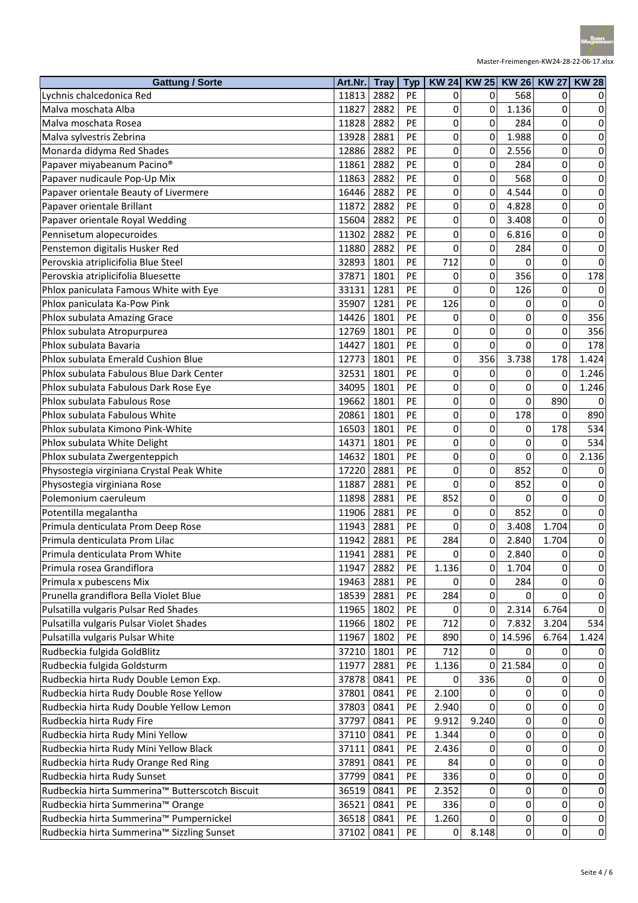| Gattung / Sorte | Art.Nr. | Tray | Typ | KW 24 | KW 25 | KW 26 | KW 27 | KW 28 |
|---|---|---|---|---|---|---|---|---|
| Lychnis chalcedonica Red | 11813 | 2882 | PE | 0 | 0 | 568 | 0 | 0 |
| Malva moschata Alba | 11827 | 2882 | PE | 0 | 0 | 1.136 | 0 | 0 |
| Malva moschata Rosea | 11828 | 2882 | PE | 0 | 0 | 284 | 0 | 0 |
| Malva sylvestris Zebrina | 13928 | 2881 | PE | 0 | 0 | 1.988 | 0 | 0 |
| Monarda didyma Red Shades | 12886 | 2882 | PE | 0 | 0 | 2.556 | 0 | 0 |
| Papaver miyabeanum Pacino® | 11861 | 2882 | PE | 0 | 0 | 284 | 0 | 0 |
| Papaver nudicaule Pop-Up Mix | 11863 | 2882 | PE | 0 | 0 | 568 | 0 | 0 |
| Papaver orientale Beauty of Livermere | 16446 | 2882 | PE | 0 | 0 | 4.544 | 0 | 0 |
| Papaver orientale Brillant | 11872 | 2882 | PE | 0 | 0 | 4.828 | 0 | 0 |
| Papaver orientale Royal Wedding | 15604 | 2882 | PE | 0 | 0 | 3.408 | 0 | 0 |
| Pennisetum alopecuroides | 11302 | 2882 | PE | 0 | 0 | 6.816 | 0 | 0 |
| Penstemon digitalis Husker Red | 11880 | 2882 | PE | 0 | 0 | 284 | 0 | 0 |
| Perovskia atriplicifolia Blue Steel | 32893 | 1801 | PE | 712 | 0 | 0 | 0 | 0 |
| Perovskia atriplicifolia Bluesette | 37871 | 1801 | PE | 0 | 0 | 356 | 0 | 178 |
| Phlox paniculata Famous White with Eye | 33131 | 1281 | PE | 0 | 0 | 126 | 0 | 0 |
| Phlox paniculata Ka-Pow Pink | 35907 | 1281 | PE | 126 | 0 | 0 | 0 | 0 |
| Phlox subulata Amazing Grace | 14426 | 1801 | PE | 0 | 0 | 0 | 0 | 356 |
| Phlox subulata Atropurpurea | 12769 | 1801 | PE | 0 | 0 | 0 | 0 | 356 |
| Phlox subulata Bavaria | 14427 | 1801 | PE | 0 | 0 | 0 | 0 | 178 |
| Phlox subulata Emerald Cushion Blue | 12773 | 1801 | PE | 0 | 356 | 3.738 | 178 | 1.424 |
| Phlox subulata Fabulous Blue Dark Center | 32531 | 1801 | PE | 0 | 0 | 0 | 0 | 1.246 |
| Phlox subulata Fabulous Dark Rose Eye | 34095 | 1801 | PE | 0 | 0 | 0 | 0 | 1.246 |
| Phlox subulata Fabulous Rose | 19662 | 1801 | PE | 0 | 0 | 0 | 890 | 0 |
| Phlox subulata Fabulous White | 20861 | 1801 | PE | 0 | 0 | 178 | 0 | 890 |
| Phlox subulata Kimono Pink-White | 16503 | 1801 | PE | 0 | 0 | 0 | 178 | 534 |
| Phlox subulata White Delight | 14371 | 1801 | PE | 0 | 0 | 0 | 0 | 534 |
| Phlox subulata Zwergenteppich | 14632 | 1801 | PE | 0 | 0 | 0 | 0 | 2.136 |
| Physostegia virginiana Crystal Peak White | 17220 | 2881 | PE | 0 | 0 | 852 | 0 | 0 |
| Physostegia virginiana Rose | 11887 | 2881 | PE | 0 | 0 | 852 | 0 | 0 |
| Polemonium caeruleum | 11898 | 2881 | PE | 852 | 0 | 0 | 0 | 0 |
| Potentilla megalantha | 11906 | 2881 | PE | 0 | 0 | 852 | 0 | 0 |
| Primula denticulata Prom Deep Rose | 11943 | 2881 | PE | 0 | 0 | 3.408 | 1.704 | 0 |
| Primula denticulata Prom Lilac | 11942 | 2881 | PE | 284 | 0 | 2.840 | 1.704 | 0 |
| Primula denticulata Prom White | 11941 | 2881 | PE | 0 | 0 | 2.840 | 0 | 0 |
| Primula rosea Grandiflora | 11947 | 2882 | PE | 1.136 | 0 | 1.704 | 0 | 0 |
| Primula x pubescens Mix | 19463 | 2881 | PE | 0 | 0 | 284 | 0 | 0 |
| Prunella grandiflora Bella Violet Blue | 18539 | 2881 | PE | 284 | 0 | 0 | 0 | 0 |
| Pulsatilla vulgaris Pulsar Red Shades | 11965 | 1802 | PE | 0 | 0 | 2.314 | 6.764 | 0 |
| Pulsatilla vulgaris Pulsar Violet Shades | 11966 | 1802 | PE | 712 | 0 | 7.832 | 3.204 | 534 |
| Pulsatilla vulgaris Pulsar White | 11967 | 1802 | PE | 890 | 0 | 14.596 | 6.764 | 1.424 |
| Rudbeckia fulgida GoldBlitz | 37210 | 1801 | PE | 712 | 0 | 0 | 0 | 0 |
| Rudbeckia fulgida Goldsturm | 11977 | 2881 | PE | 1.136 | 0 | 21.584 | 0 | 0 |
| Rudbeckia hirta Rudy Double Lemon Exp. | 37878 | 0841 | PE | 0 | 336 | 0 | 0 | 0 |
| Rudbeckia hirta Rudy Double Rose Yellow | 37801 | 0841 | PE | 2.100 | 0 | 0 | 0 | 0 |
| Rudbeckia hirta Rudy Double Yellow Lemon | 37803 | 0841 | PE | 2.940 | 0 | 0 | 0 | 0 |
| Rudbeckia hirta Rudy Fire | 37797 | 0841 | PE | 9.912 | 9.240 | 0 | 0 | 0 |
| Rudbeckia hirta Rudy Mini Yellow | 37110 | 0841 | PE | 1.344 | 0 | 0 | 0 | 0 |
| Rudbeckia hirta Rudy Mini Yellow Black | 37111 | 0841 | PE | 2.436 | 0 | 0 | 0 | 0 |
| Rudbeckia hirta Rudy Orange Red Ring | 37891 | 0841 | PE | 84 | 0 | 0 | 0 | 0 |
| Rudbeckia hirta Rudy Sunset | 37799 | 0841 | PE | 336 | 0 | 0 | 0 | 0 |
| Rudbeckia hirta Summerina™ Butterscotch Biscuit | 36519 | 0841 | PE | 2.352 | 0 | 0 | 0 | 0 |
| Rudbeckia hirta Summerina™ Orange | 36521 | 0841 | PE | 336 | 0 | 0 | 0 | 0 |
| Rudbeckia hirta Summerina™ Pumpernickel | 36518 | 0841 | PE | 1.260 | 0 | 0 | 0 | 0 |
| Rudbeckia hirta Summerina™ Sizzling Sunset | 37102 | 0841 | PE | 0 | 8.148 | 0 | 0 | 0 |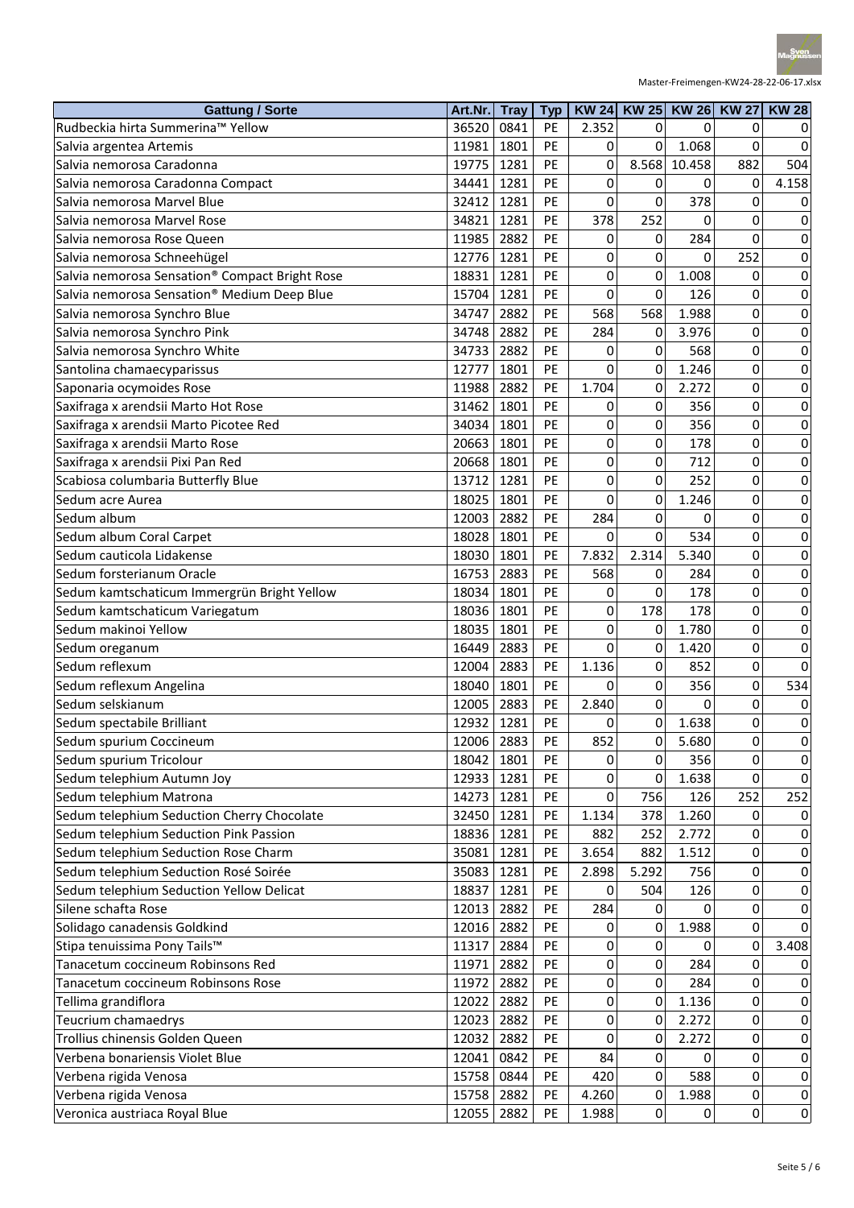| Gattung / Sorte | Art.Nr. | Tray | Typ | KW 24 | KW 25 | KW 26 | KW 27 | KW 28 |
|---|---|---|---|---|---|---|---|---|
| Rudbeckia hirta Summerina™ Yellow | 36520 | 0841 | PE | 2.352 | 0 | 0 | 0 | 0 |
| Salvia argentea Artemis | 11981 | 1801 | PE | 0 | 0 | 1.068 | 0 | 0 |
| Salvia nemorosa Caradonna | 19775 | 1281 | PE | 0 | 8.568 | 10.458 | 882 | 504 |
| Salvia nemorosa Caradonna Compact | 34441 | 1281 | PE | 0 | 0 | 0 | 0 | 4.158 |
| Salvia nemorosa Marvel Blue | 32412 | 1281 | PE | 0 | 0 | 378 | 0 | 0 |
| Salvia nemorosa Marvel Rose | 34821 | 1281 | PE | 378 | 252 | 0 | 0 | 0 |
| Salvia nemorosa Rose Queen | 11985 | 2882 | PE | 0 | 0 | 284 | 0 | 0 |
| Salvia nemorosa Schneehügel | 12776 | 1281 | PE | 0 | 0 | 0 | 252 | 0 |
| Salvia nemorosa Sensation® Compact Bright Rose | 18831 | 1281 | PE | 0 | 0 | 1.008 | 0 | 0 |
| Salvia nemorosa Sensation® Medium Deep Blue | 15704 | 1281 | PE | 0 | 0 | 126 | 0 | 0 |
| Salvia nemorosa Synchro Blue | 34747 | 2882 | PE | 568 | 568 | 1.988 | 0 | 0 |
| Salvia nemorosa Synchro Pink | 34748 | 2882 | PE | 284 | 0 | 3.976 | 0 | 0 |
| Salvia nemorosa Synchro White | 34733 | 2882 | PE | 0 | 0 | 568 | 0 | 0 |
| Santolina chamaecyparissus | 12777 | 1801 | PE | 0 | 0 | 1.246 | 0 | 0 |
| Saponaria ocymoides Rose | 11988 | 2882 | PE | 1.704 | 0 | 2.272 | 0 | 0 |
| Saxifraga x arendsii Marto Hot Rose | 31462 | 1801 | PE | 0 | 0 | 356 | 0 | 0 |
| Saxifraga x arendsii Marto Picotee Red | 34034 | 1801 | PE | 0 | 0 | 356 | 0 | 0 |
| Saxifraga x arendsii Marto Rose | 20663 | 1801 | PE | 0 | 0 | 178 | 0 | 0 |
| Saxifraga x arendsii Pixi Pan Red | 20668 | 1801 | PE | 0 | 0 | 712 | 0 | 0 |
| Scabiosa columbaria Butterfly Blue | 13712 | 1281 | PE | 0 | 0 | 252 | 0 | 0 |
| Sedum acre Aurea | 18025 | 1801 | PE | 0 | 0 | 1.246 | 0 | 0 |
| Sedum album | 12003 | 2882 | PE | 284 | 0 | 0 | 0 | 0 |
| Sedum album Coral Carpet | 18028 | 1801 | PE | 0 | 0 | 534 | 0 | 0 |
| Sedum cauticola Lidakense | 18030 | 1801 | PE | 7.832 | 2.314 | 5.340 | 0 | 0 |
| Sedum forsterianum Oracle | 16753 | 2883 | PE | 568 | 0 | 284 | 0 | 0 |
| Sedum kamtschaticum Immergrün Bright Yellow | 18034 | 1801 | PE | 0 | 0 | 178 | 0 | 0 |
| Sedum kamtschaticum Variegatum | 18036 | 1801 | PE | 0 | 178 | 178 | 0 | 0 |
| Sedum makinoi Yellow | 18035 | 1801 | PE | 0 | 0 | 1.780 | 0 | 0 |
| Sedum oreganum | 16449 | 2883 | PE | 0 | 0 | 1.420 | 0 | 0 |
| Sedum reflexum | 12004 | 2883 | PE | 1.136 | 0 | 852 | 0 | 0 |
| Sedum reflexum Angelina | 18040 | 1801 | PE | 0 | 0 | 356 | 0 | 534 |
| Sedum selskianum | 12005 | 2883 | PE | 2.840 | 0 | 0 | 0 | 0 |
| Sedum spectabile Brilliant | 12932 | 1281 | PE | 0 | 0 | 1.638 | 0 | 0 |
| Sedum spurium Coccineum | 12006 | 2883 | PE | 852 | 0 | 5.680 | 0 | 0 |
| Sedum spurium Tricolour | 18042 | 1801 | PE | 0 | 0 | 356 | 0 | 0 |
| Sedum telephium Autumn Joy | 12933 | 1281 | PE | 0 | 0 | 1.638 | 0 | 0 |
| Sedum telephium Matrona | 14273 | 1281 | PE | 0 | 756 | 126 | 252 | 252 |
| Sedum telephium Seduction Cherry Chocolate | 32450 | 1281 | PE | 1.134 | 378 | 1.260 | 0 | 0 |
| Sedum telephium Seduction Pink Passion | 18836 | 1281 | PE | 882 | 252 | 2.772 | 0 | 0 |
| Sedum telephium Seduction Rose Charm | 35081 | 1281 | PE | 3.654 | 882 | 1.512 | 0 | 0 |
| Sedum telephium Seduction Rosé Soirée | 35083 | 1281 | PE | 2.898 | 5.292 | 756 | 0 | 0 |
| Sedum telephium Seduction Yellow Delicat | 18837 | 1281 | PE | 0 | 504 | 126 | 0 | 0 |
| Silene schafta Rose | 12013 | 2882 | PE | 284 | 0 | 0 | 0 | 0 |
| Solidago canadensis Goldkind | 12016 | 2882 | PE | 0 | 0 | 1.988 | 0 | 0 |
| Stipa tenuissima Pony Tails™ | 11317 | 2884 | PE | 0 | 0 | 0 | 0 | 3.408 |
| Tanacetum coccineum Robinsons Red | 11971 | 2882 | PE | 0 | 0 | 284 | 0 | 0 |
| Tanacetum coccineum Robinsons Rose | 11972 | 2882 | PE | 0 | 0 | 284 | 0 | 0 |
| Tellima grandiflora | 12022 | 2882 | PE | 0 | 0 | 1.136 | 0 | 0 |
| Teucrium chamaedrys | 12023 | 2882 | PE | 0 | 0 | 2.272 | 0 | 0 |
| Trollius chinensis Golden Queen | 12032 | 2882 | PE | 0 | 0 | 2.272 | 0 | 0 |
| Verbena bonariensis Violet Blue | 12041 | 0842 | PE | 84 | 0 | 0 | 0 | 0 |
| Verbena rigida Venosa | 15758 | 0844 | PE | 420 | 0 | 588 | 0 | 0 |
| Verbena rigida Venosa | 15758 | 2882 | PE | 4.260 | 0 | 1.988 | 0 | 0 |
| Veronica austriaca Royal Blue | 12055 | 2882 | PE | 1.988 | 0 | 0 | 0 | 0 |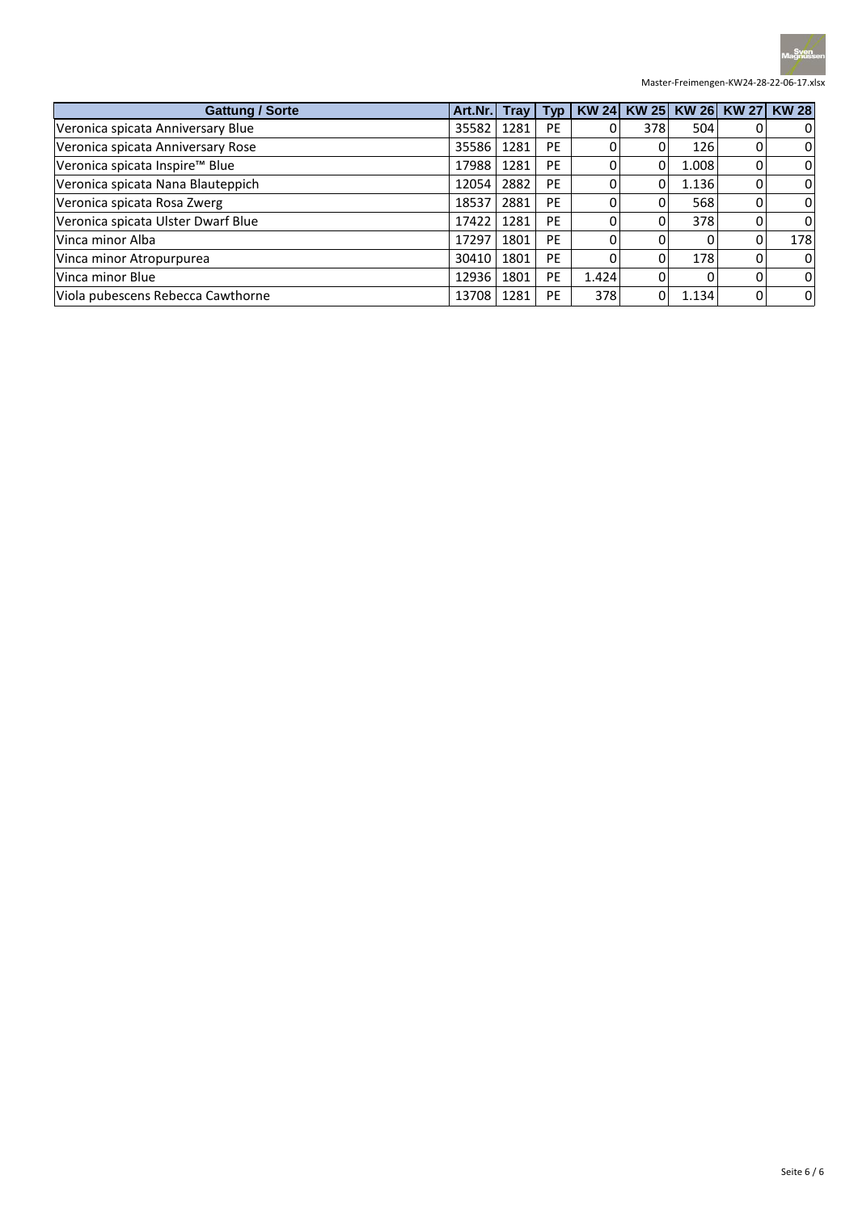| Gattung / Sorte | Art.Nr. | Tray | Typ | KW 24 | KW 25 | KW 26 | KW 27 | KW 28 |
|---|---|---|---|---|---|---|---|---|
| Veronica spicata Anniversary Blue | 35582 | 1281 | PE | 0 | 378 | 504 | 0 | 0 |
| Veronica spicata Anniversary Rose | 35586 | 1281 | PE | 0 | 0 | 126 | 0 | 0 |
| Veronica spicata Inspire™ Blue | 17988 | 1281 | PE | 0 | 0 | 1.008 | 0 | 0 |
| Veronica spicata Nana Blauteppich | 12054 | 2882 | PE | 0 | 0 | 1.136 | 0 | 0 |
| Veronica spicata Rosa Zwerg | 18537 | 2881 | PE | 0 | 0 | 568 | 0 | 0 |
| Veronica spicata Ulster Dwarf Blue | 17422 | 1281 | PE | 0 | 0 | 378 | 0 | 0 |
| Vinca minor Alba | 17297 | 1801 | PE | 0 | 0 | 0 | 0 | 178 |
| Vinca minor Atropurpurea | 30410 | 1801 | PE | 0 | 0 | 178 | 0 | 0 |
| Vinca minor Blue | 12936 | 1801 | PE | 1.424 | 0 | 0 | 0 | 0 |
| Viola pubescens Rebecca Cawthorne | 13708 | 1281 | PE | 378 | 0 | 1.134 | 0 | 0 |